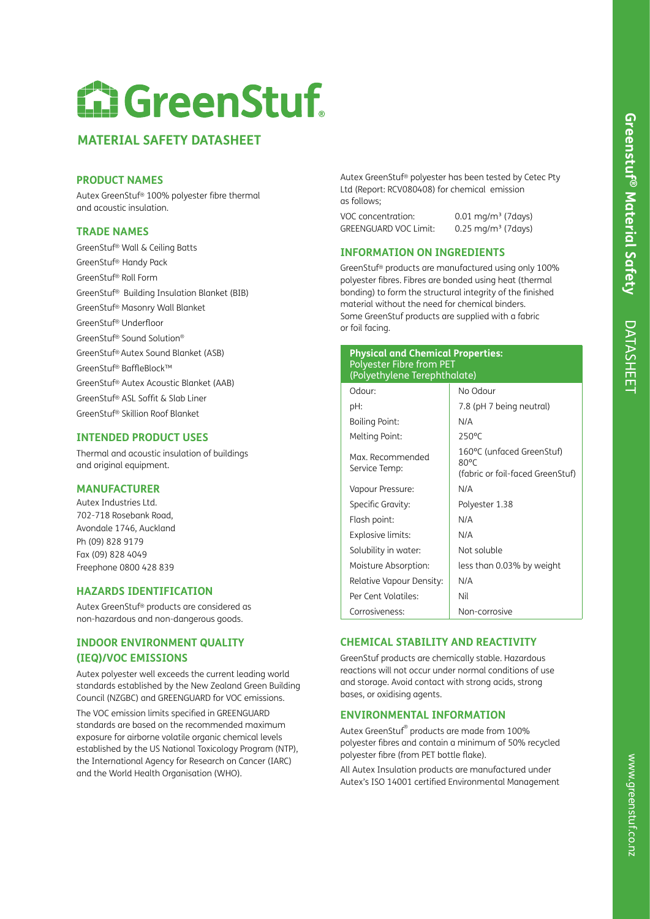# GreenStuf

## MATERIAL SAFETY DATASHEET

### PRODUCT NAMES

Autex GreenStuf® 100% polyester fibre thermal and acoustic insulation.

### TRADE NAMES

GreenStuf® Wall & Ceiling Batts
GreenStuf® Handy Pack
GreenStuf® Roll Form
GreenStuf® Building Insulation Blanket (BIB)
GreenStuf® Masonry Wall Blanket
GreenStuf® Underfloor
GreenStuf® Sound Solution®
GreenStuf® Autex Sound Blanket (ASB)
GreenStuf® BaffleBlock™
GreenStuf® Autex Acoustic Blanket (AAB)
GreenStuf® ASL Soffit & Slab Liner
GreenStuf® Skillion Roof Blanket

### INTENDED PRODUCT USES

Thermal and acoustic insulation of buildings and original equipment.

### MANUFACTURER

Autex Industries Ltd.
702-718 Rosebank Road,
Avondale 1746, Auckland
Ph (09) 828 9179
Fax (09) 828 4049
Freephone 0800 428 839

### HAZARDS IDENTIFICATION

Autex GreenStuf® products are considered as non-hazardous and non-dangerous goods.

### INDOOR ENVIRONMENT QUALITY (IEQ)/VOC EMISSIONS

Autex polyester well exceeds the current leading world standards established by the New Zealand Green Building Council (NZGBC) and GREENGUARD for VOC emissions.

The VOC emission limits specified in GREENGUARD standards are based on the recommended maximum exposure for airborne volatile organic chemical levels established by the US National Toxicology Program (NTP), the International Agency for Research on Cancer (IARC) and the World Health Organisation (WHO).

Autex GreenStuf® polyester has been tested by Cetec Pty Ltd (Report: RCV080408) for chemical emission as follows;

VOC concentration: 0.01 mg/m³ (7days)
GREENGUARD VOC Limit: 0.25 mg/m³ (7days)

### INFORMATION ON INGREDIENTS

GreenStuf® products are manufactured using only 100% polyester fibres. Fibres are bonded using heat (thermal bonding) to form the structural integrity of the finished material without the need for chemical binders. Some GreenStuf products are supplied with a fabric or foil facing.

| Physical and Chemical Properties: Polyester Fibre from PET (Polyethylene Terephthalate) | |
|---|---|
| Odour: | No Odour |
| pH: | 7.8 (pH 7 being neutral) |
| Boiling Point: | N/A |
| Melting Point: | 250°C |
| Max. Recommended Service Temp: | 160°C (unfaced GreenStuf) 80°C (fabric or foil-faced GreenStuf) |
| Vapour Pressure: | N/A |
| Specific Gravity: | Polyester 1.38 |
| Flash point: | N/A |
| Explosive limits: | N/A |
| Solubility in water: | Not soluble |
| Moisture Absorption: | less than 0.03% by weight |
| Relative Vapour Density: | N/A |
| Per Cent Volatiles: | Nil |
| Corrosiveness: | Non-corrosive |

### CHEMICAL STABILITY AND REACTIVITY

GreenStuf products are chemically stable. Hazardous reactions will not occur under normal conditions of use and storage. Avoid contact with strong acids, strong bases, or oxidising agents.

### ENVIRONMENTAL INFORMATION

Autex GreenStuf® products are made from 100% polyester fibres and contain a minimum of 50% recycled polyester fibre (from PET bottle flake).

All Autex Insulation products are manufactured under Autex's ISO 14001 certified Environmental Management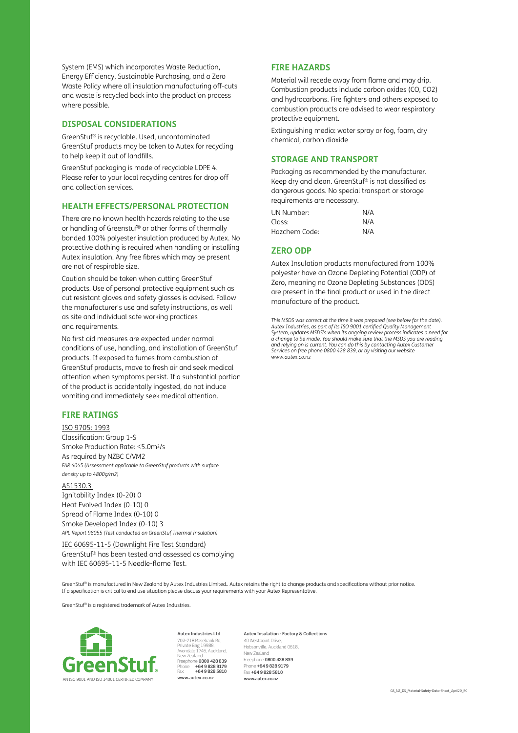System (EMS) which incorporates Waste Reduction, Energy Efficiency, Sustainable Purchasing, and a Zero Waste Policy where all insulation manufacturing off-cuts and waste is recycled back into the production process where possible.

## DISPOSAL CONSIDERATIONS

GreenStuf® is recyclable. Used, uncontaminated GreenStuf products may be taken to Autex for recycling to help keep it out of landfills.

GreenStuf packaging is made of recyclable LDPE 4. Please refer to your local recycling centres for drop off and collection services.

## HEALTH EFFECTS/PERSONAL PROTECTION

There are no known health hazards relating to the use or handling of Greenstuf® or other forms of thermally bonded 100% polyester insulation produced by Autex. No protective clothing is required when handling or installing Autex insulation. Any free fibres which may be present are not of respirable size.

Caution should be taken when cutting GreenStuf products. Use of personal protective equipment such as cut resistant gloves and safety glasses is advised. Follow the manufacturer's use and safety instructions, as well as site and individual safe working practices and requirements.

No first aid measures are expected under normal conditions of use, handling, and installation of GreenStuf products. If exposed to fumes from combustion of GreenStuf products, move to fresh air and seek medical attention when symptoms persist. If a substantial portion of the product is accidentally ingested, do not induce vomiting and immediately seek medical attention.

## FIRE RATINGS

ISO 9705: 1993
Classification: Group 1-S
Smoke Production Rate: <5.0m²/s
As required by NZBC C/VM2
*FAR 4045 (Assessment applicable to GreenStuf products with surface density up to 4800g/m2)*

AS1530.3
Ignitability Index (0-20) 0
Heat Evolved Index (0-10) 0
Spread of Flame Index (0-10) 0
Smoke Developed Index (0-10) 3
*APL Report 98055 (Test conducted on GreenStuf Thermal Insulation)*

IEC 60695-11-5 (Downlight Fire Test Standard)
GreenStuf® has been tested and assessed as complying with IEC 60695-11-5 Needle-flame Test.

## FIRE HAZARDS

Material will recede away from flame and may drip. Combustion products include carbon oxides (CO, $CO_2$) and hydrocarbons. Fire fighters and others exposed to combustion products are advised to wear respiratory protective equipment.

Extinguishing media: water spray or fog, foam, dry chemical, carbon dioxide

## STORAGE AND TRANSPORT

Packaging as recommended by the manufacturer. Keep dry and clean. GreenStuf® is not classified as dangerous goods. No special transport or storage requirements are necessary.

| | |
|---|---|
| UN Number: | N/A |
| Class: | N/A |
| Hazchem Code: | N/A |

## ZERO ODP

Autex Insulation products manufactured from 100% polyester have an Ozone Depleting Potential (ODP) of Zero, meaning no Ozone Depleting Substances (ODS) are present in the final product or used in the direct manufacture of the product.

*This MSDS was correct at the time it was prepared (see below for the date). Autex Industries, as part of its ISO 9001 certified Quality Management System, updates MSDS's when its ongoing review process indicates a need for a change to be made. You should make sure that the MSDS you are reading and relying on is current. You can do this by contacting Autex Customer Services on free phone 0800 428 839, or by visiting our website www.autex.co.nz*

GreenStuf® is manufactured in New Zealand by Autex Industries Limited.. Autex retains the right to change products and specifications without prior notice. If a specification is critical to end use situation please discuss your requirements with your Autex Representative.

GreenStuf® is a registered trademark of Autex Industries.

GreenStuf
AN ISO 9001 AND ISO 14001 CERTIFIED COMPANY

**Autex Industries Ltd**
702-718 Rosebank Rd,
Private Bag 19988,
Avondale 1746, Auckland,
New Zealand
Freephone **0800 428 839**
Phone **+64 9 828 9179**
Fax **+64 9 828 5810**
**www.autex.co.nz**

**Autex Insulation - Factory & Collections**
40 Westpoint Drive,
Hobsonville, Auckland 0618,
New Zealand
Freephone **0800 428 839**
Phone **+64 9 828 9179**
Fax **+64 9 828 5810**
**www.autex.co.nz**

GS_NZ_DS_Material-Safety-Data-Sheet_April20_RC